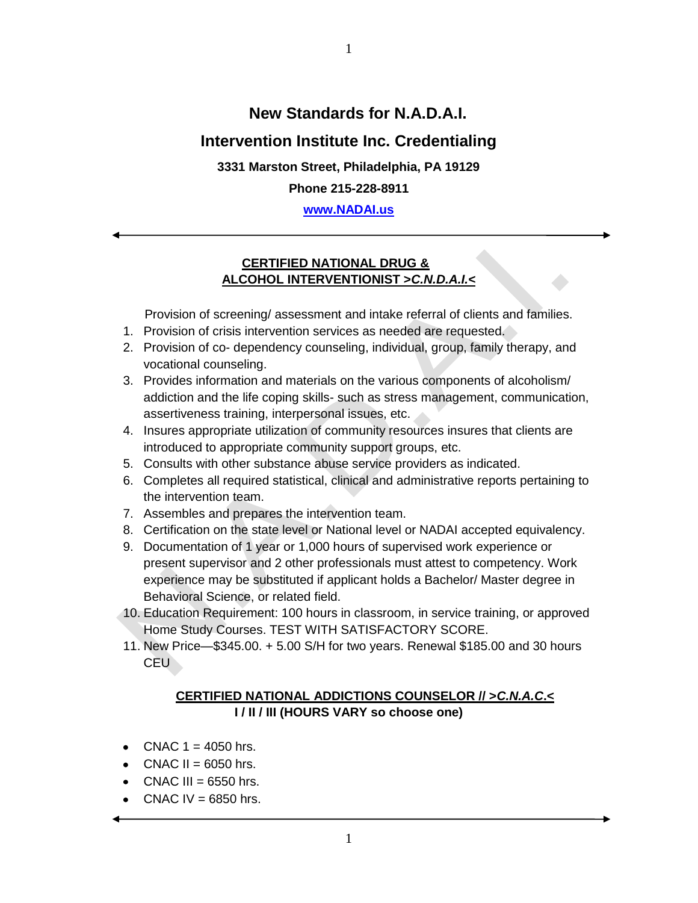# New Standards for N.A.D.A.I.

## Intervention Institute Inc. Credentialing

**3331 Marston Street, Philadelphia, PA 19129**

**Phone 215-228-8911**

**www.NADAI.us**

---

### CERTIFIED NATIONAL DRUG & ALCOHOL INTERVENTIONIST >*C.N.D.A.I.*<

Provision of screening/ assessment and intake referral of clients and families.

1. Provision of crisis intervention services as needed are requested.
2. Provision of co- dependency counseling, individual, group, family therapy, and vocational counseling.
3. Provides information and materials on the various components of alcoholism/ addiction and the life coping skills- such as stress management, communication, assertiveness training, interpersonal issues, etc.
4. Insures appropriate utilization of community resources insures that clients are introduced to appropriate community support groups, etc.
5. Consults with other substance abuse service providers as indicated.
6. Completes all required statistical, clinical and administrative reports pertaining to the intervention team.
7. Assembles and prepares the intervention team.
8. Certification on the state level or National level or NADAI accepted equivalency.
9. Documentation of 1 year or 1,000 hours of supervised work experience or present supervisor and 2 other professionals must attest to competency. Work experience may be substituted if applicant holds a Bachelor/ Master degree in Behavioral Science, or related field.
10. Education Requirement: 100 hours in classroom, in service training, or approved Home Study Courses. TEST WITH SATISFACTORY SCORE.
11. New Price—$345.00. + 5.00 S/H for two years. Renewal $185.00 and 30 hours CEU

### CERTIFIED NATIONAL ADDICTIONS COUNSELOR // >*C.N.A.C.*<
**I / II / III (HOURS VARY so choose one)**

- CNAC 1 = 4050 hrs.
- CNAC II = 6050 hrs.
- CNAC III = 6550 hrs.
- CNAC IV = 6850 hrs.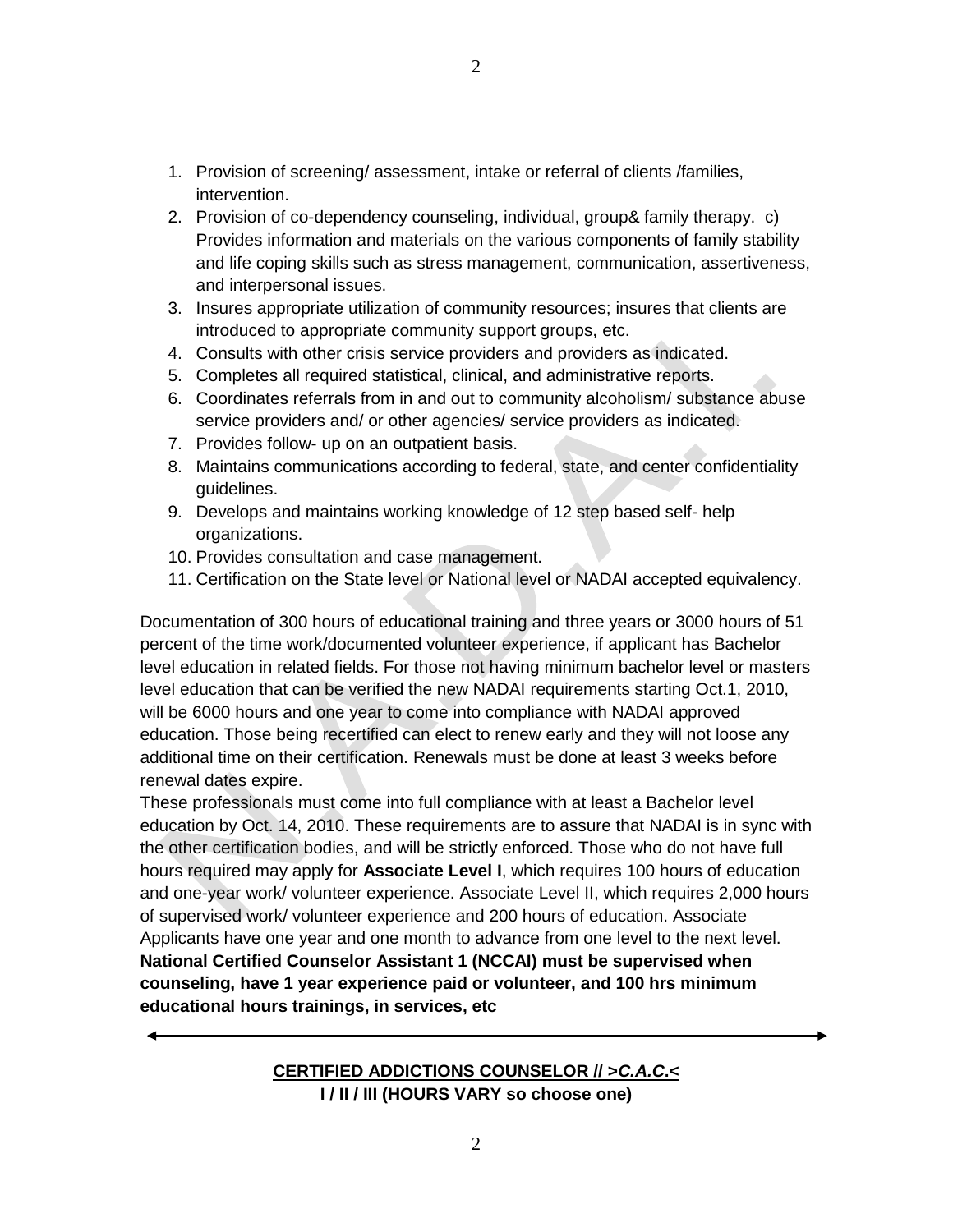1. Provision of screening/ assessment, intake or referral of clients /families, intervention.
2. Provision of co-dependency counseling, individual, group& family therapy. c) Provides information and materials on the various components of family stability and life coping skills such as stress management, communication, assertiveness, and interpersonal issues.
3. Insures appropriate utilization of community resources; insures that clients are introduced to appropriate community support groups, etc.
4. Consults with other crisis service providers and providers as indicated.
5. Completes all required statistical, clinical, and administrative reports.
6. Coordinates referrals from in and out to community alcoholism/ substance abuse service providers and/ or other agencies/ service providers as indicated.
7. Provides follow- up on an outpatient basis.
8. Maintains communications according to federal, state, and center confidentiality guidelines.
9. Develops and maintains working knowledge of 12 step based self- help organizations.
10. Provides consultation and case management.
11. Certification on the State level or National level or NADAI accepted equivalency.

Documentation of 300 hours of educational training and three years or 3000 hours of 51 percent of the time work/documented volunteer experience, if applicant has Bachelor level education in related fields. For those not having minimum bachelor level or masters level education that can be verified the new NADAI requirements starting Oct.1, 2010, will be 6000 hours and one year to come into compliance with NADAI approved education. Those being recertified can elect to renew early and they will not loose any additional time on their certification. Renewals must be done at least 3 weeks before renewal dates expire.

These professionals must come into full compliance with at least a Bachelor level education by Oct. 14, 2010. These requirements are to assure that NADAI is in sync with the other certification bodies, and will be strictly enforced. Those who do not have full hours required may apply for **Associate Level I**, which requires 100 hours of education and one-year work/ volunteer experience. Associate Level II, which requires 2,000 hours of supervised work/ volunteer experience and 200 hours of education. Associate Applicants have one year and one month to advance from one level to the next level.

**National Certified Counselor Assistant 1 (NCCAI) must be supervised when counseling, have 1 year experience paid or volunteer, and 100 hrs minimum educational hours trainings, in services, etc**

---

**CERTIFIED ADDICTIONS COUNSELOR // >*C.A.C.*<**
**I / II / III (HOURS VARY so choose one)**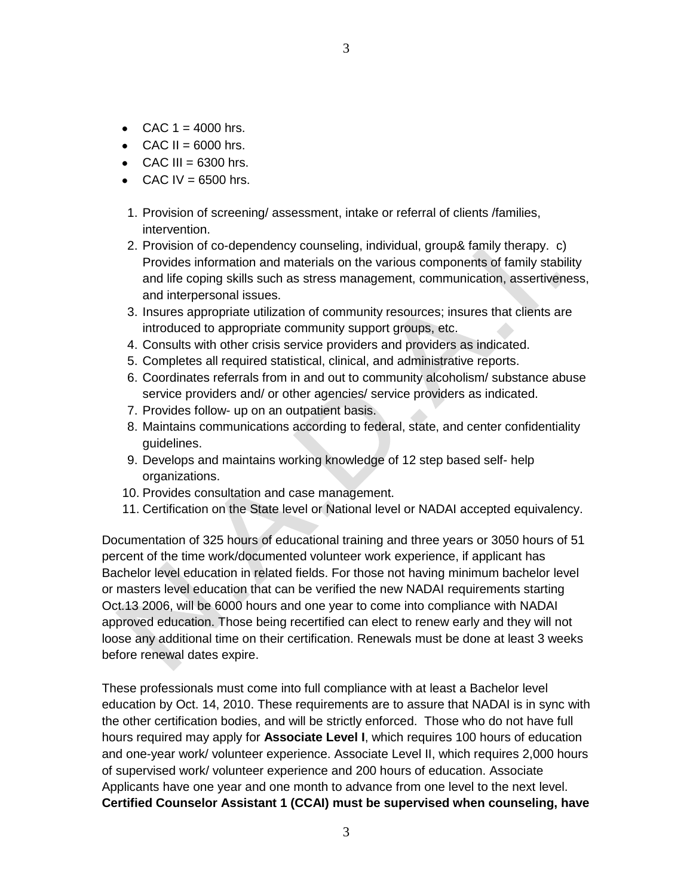- CAC 1 = 4000 hrs.
- CAC II = 6000 hrs.
- CAC III = 6300 hrs.
- CAC IV = 6500 hrs.

1. Provision of screening/ assessment, intake or referral of clients /families, intervention.
2. Provision of co-dependency counseling, individual, group& family therapy. c) Provides information and materials on the various components of family stability and life coping skills such as stress management, communication, assertiveness, and interpersonal issues.
3. Insures appropriate utilization of community resources; insures that clients are introduced to appropriate community support groups, etc.
4. Consults with other crisis service providers and providers as indicated.
5. Completes all required statistical, clinical, and administrative reports.
6. Coordinates referrals from in and out to community alcoholism/ substance abuse service providers and/ or other agencies/ service providers as indicated.
7. Provides follow- up on an outpatient basis.
8. Maintains communications according to federal, state, and center confidentiality guidelines.
9. Develops and maintains working knowledge of 12 step based self- help organizations.
10. Provides consultation and case management.
11. Certification on the State level or National level or NADAI accepted equivalency.

Documentation of 325 hours of educational training and three years or 3050 hours of 51 percent of the time work/documented volunteer work experience, if applicant has Bachelor level education in related fields. For those not having minimum bachelor level or masters level education that can be verified the new NADAI requirements starting Oct.13 2006, will be 6000 hours and one year to come into compliance with NADAI approved education. Those being recertified can elect to renew early and they will not loose any additional time on their certification. Renewals must be done at least 3 weeks before renewal dates expire.

These professionals must come into full compliance with at least a Bachelor level education by Oct. 14, 2010. These requirements are to assure that NADAI is in sync with the other certification bodies, and will be strictly enforced. Those who do not have full hours required may apply for **Associate Level I**, which requires 100 hours of education and one-year work/ volunteer experience. Associate Level II, which requires 2,000 hours of supervised work/ volunteer experience and 200 hours of education. Associate Applicants have one year and one month to advance from one level to the next level. **Certified Counselor Assistant 1 (CCAI) must be supervised when counseling, have**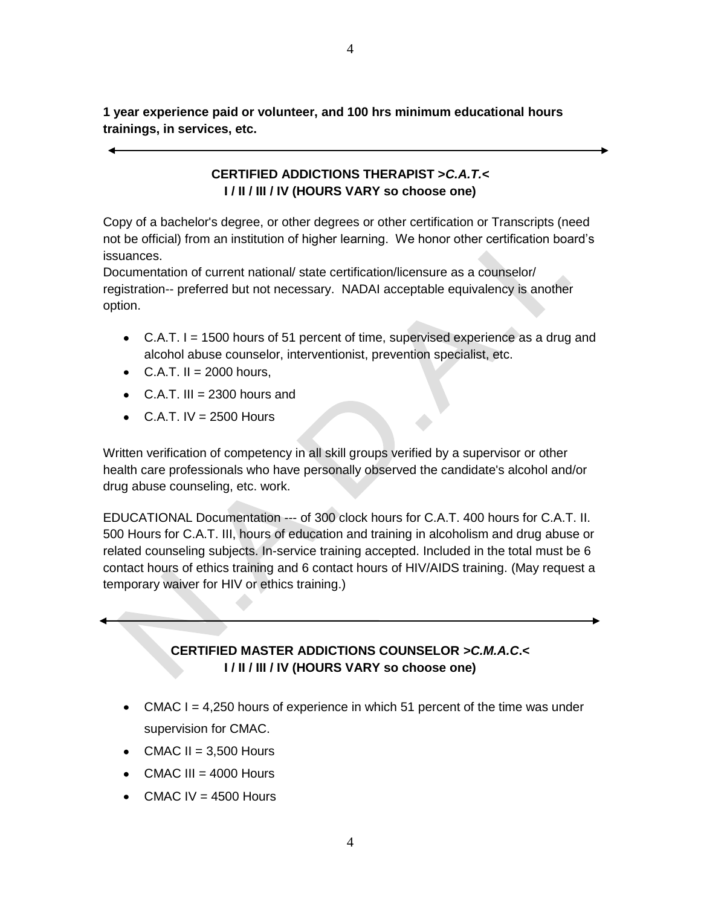**1 year experience paid or volunteer, and 100 hrs minimum educational hours trainings, in services, etc.**

---

**CERTIFIED ADDICTIONS THERAPIST >*C.A.T.*<**
**I / II / III / IV (HOURS VARY so choose one)**

Copy of a bachelor's degree, or other degrees or other certification or Transcripts (need not be official) from an institution of higher learning. We honor other certification board's issuances.
Documentation of current national/ state certification/licensure as a counselor/ registration-- preferred but not necessary. NADAI acceptable equivalency is another option.

- C.A.T. I = 1500 hours of 51 percent of time, supervised experience as a drug and alcohol abuse counselor, interventionist, prevention specialist, etc.
- C.A.T. II = 2000 hours,
- C.A.T. III = 2300 hours and
- C.A.T. IV = 2500 Hours

Written verification of competency in all skill groups verified by a supervisor or other health care professionals who have personally observed the candidate's alcohol and/or drug abuse counseling, etc. work.

EDUCATIONAL Documentation --- of 300 clock hours for C.A.T. 400 hours for C.A.T. II. 500 Hours for C.A.T. III, hours of education and training in alcoholism and drug abuse or related counseling subjects. In-service training accepted. Included in the total must be 6 contact hours of ethics training and 6 contact hours of HIV/AIDS training. (May request a temporary waiver for HIV or ethics training.)

---

**CERTIFIED MASTER ADDICTIONS COUNSELOR >*C.M.A.C.*<**
**I / II / III / IV (HOURS VARY so choose one)**

- CMAC I = 4,250 hours of experience in which 51 percent of the time was under supervision for CMAC.
- CMAC II = 3,500 Hours
- CMAC III = 4000 Hours
- CMAC IV = 4500 Hours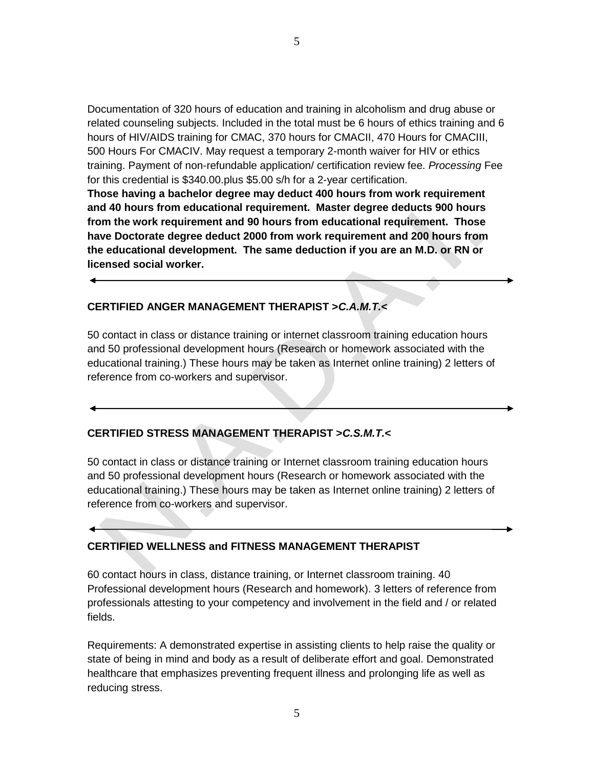Documentation of 320 hours of education and training in alcoholism and drug abuse or related counseling subjects. Included in the total must be 6 hours of ethics training and 6 hours of HIV/AIDS training for CMAC, 370 hours for CMACII, 470 Hours for CMACIII, 500 Hours For CMACIV. May request a temporary 2-month waiver for HIV or ethics training. Payment of non-refundable application/ certification review fee. *Processing* Fee for this credential is $340.00.plus $5.00 s/h for a 2-year certification.

**Those having a bachelor degree may deduct 400 hours from work requirement and 40 hours from educational requirement. Master degree deducts 900 hours from the work requirement and 90 hours from educational requirement. Those have Doctorate degree deduct 2000 from work requirement and 200 hours from the educational development. The same deduction if you are an M.D. or RN or licensed social worker.**

---

**CERTIFIED ANGER MANAGEMENT THERAPIST >*C.A.M.T.*<**

50 contact in class or distance training or internet classroom training education hours and 50 professional development hours (Research or homework associated with the educational training.) These hours may be taken as Internet online training) 2 letters of reference from co-workers and supervisor.

---

**CERTIFIED STRESS MANAGEMENT THERAPIST >*C.S.M.T.*<**

50 contact in class or distance training or Internet classroom training education hours and 50 professional development hours (Research or homework associated with the educational training.) These hours may be taken as Internet online training) 2 letters of reference from co-workers and supervisor.

---

**CERTIFIED WELLNESS and FITNESS MANAGEMENT THERAPIST**

60 contact hours in class, distance training, or Internet classroom training. 40 Professional development hours (Research and homework). 3 letters of reference from professionals attesting to your competency and involvement in the field and / or related fields.

Requirements: A demonstrated expertise in assisting clients to help raise the quality or state of being in mind and body as a result of deliberate effort and goal. Demonstrated healthcare that emphasizes preventing frequent illness and prolonging life as well as reducing stress.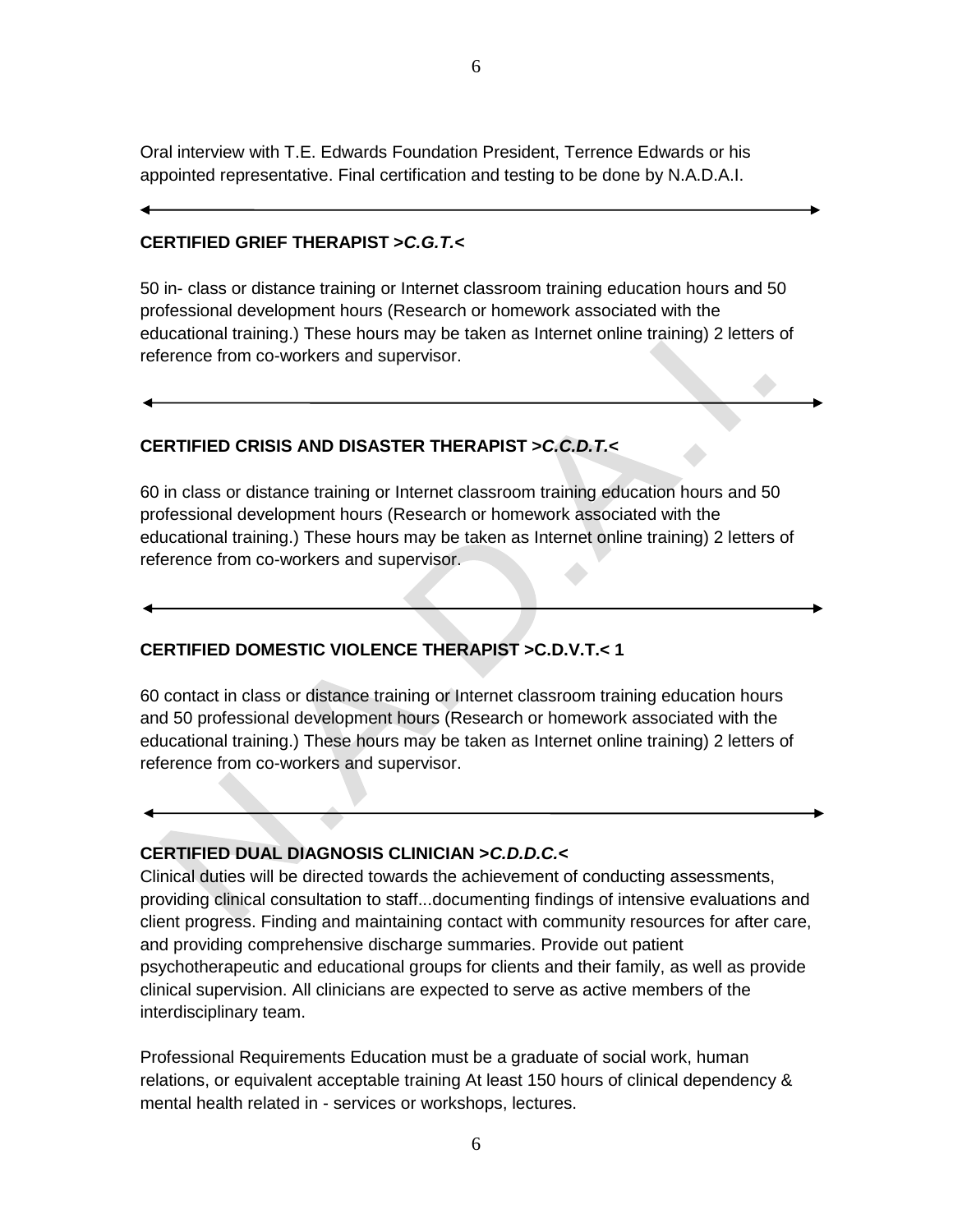Oral interview with T.E. Edwards Foundation President, Terrence Edwards or his appointed representative. Final certification and testing to be done by N.A.D.A.I.

---

**CERTIFIED GRIEF THERAPIST >*C.G.T.*<**

50 in- class or distance training or Internet classroom training education hours and 50 professional development hours (Research or homework associated with the educational training.) These hours may be taken as Internet online training) 2 letters of reference from co-workers and supervisor.

---

**CERTIFIED CRISIS AND DISASTER THERAPIST >*C.C.D.T.*<**

60 in class or distance training or Internet classroom training education hours and 50 professional development hours (Research or homework associated with the educational training.) These hours may be taken as Internet online training) 2 letters of reference from co-workers and supervisor.

---

**CERTIFIED DOMESTIC VIOLENCE THERAPIST >C.D.V.T.< 1**

60 contact in class or distance training or Internet classroom training education hours and 50 professional development hours (Research or homework associated with the educational training.) These hours may be taken as Internet online training) 2 letters of reference from co-workers and supervisor.

---

**CERTIFIED DUAL DIAGNOSIS CLINICIAN >*C.D.D.C.*<**

Clinical duties will be directed towards the achievement of conducting assessments, providing clinical consultation to staff...documenting findings of intensive evaluations and client progress. Finding and maintaining contact with community resources for after care, and providing comprehensive discharge summaries. Provide out patient psychotherapeutic and educational groups for clients and their family, as well as provide clinical supervision. All clinicians are expected to serve as active members of the interdisciplinary team.

Professional Requirements Education must be a graduate of social work, human relations, or equivalent acceptable training At least 150 hours of clinical dependency & mental health related in - services or workshops, lectures.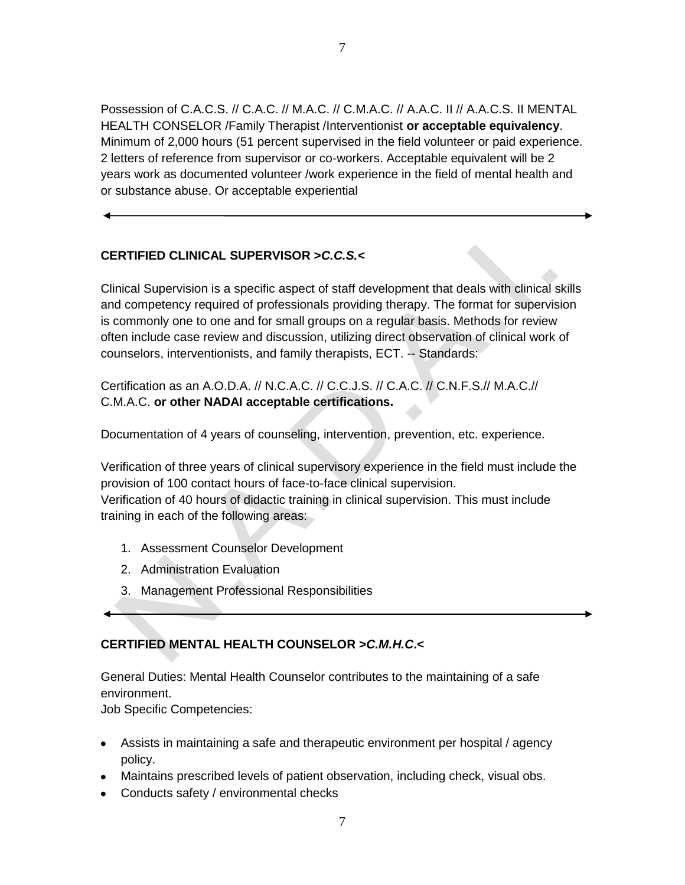Possession of C.A.C.S. // C.A.C. // M.A.C. // C.M.A.C. // A.A.C. II // A.A.C.S. II MENTAL HEALTH CONSELOR /Family Therapist /Interventionist **or acceptable equivalency**. Minimum of 2,000 hours (51 percent supervised in the field volunteer or paid experience. 2 letters of reference from supervisor or co-workers. Acceptable equivalent will be 2 years work as documented volunteer /work experience in the field of mental health and or substance abuse. Or acceptable experiential

---

### CERTIFIED CLINICAL SUPERVISOR >*C.C.S.*<

Clinical Supervision is a specific aspect of staff development that deals with clinical skills and competency required of professionals providing therapy. The format for supervision is commonly one to one and for small groups on a regular basis. Methods for review often include case review and discussion, utilizing direct observation of clinical work of counselors, interventionists, and family therapists, ECT. -- Standards:

Certification as an A.O.D.A. // N.C.A.C. // C.C.J.S. // C.A.C. // C.N.F.S.// M.A.C.// C.M.A.C. **or other NADAI acceptable certifications.**

Documentation of 4 years of counseling, intervention, prevention, etc. experience.

Verification of three years of clinical supervisory experience in the field must include the provision of 100 contact hours of face-to-face clinical supervision.
Verification of 40 hours of didactic training in clinical supervision. This must include training in each of the following areas:

1. Assessment Counselor Development
2. Administration Evaluation
3. Management Professional Responsibilities

---

### CERTIFIED MENTAL HEALTH COUNSELOR >*C.M.H.C.*<

General Duties: Mental Health Counselor contributes to the maintaining of a safe environment.
Job Specific Competencies:

- Assists in maintaining a safe and therapeutic environment per hospital / agency policy.
- Maintains prescribed levels of patient observation, including check, visual obs.
- Conducts safety / environmental checks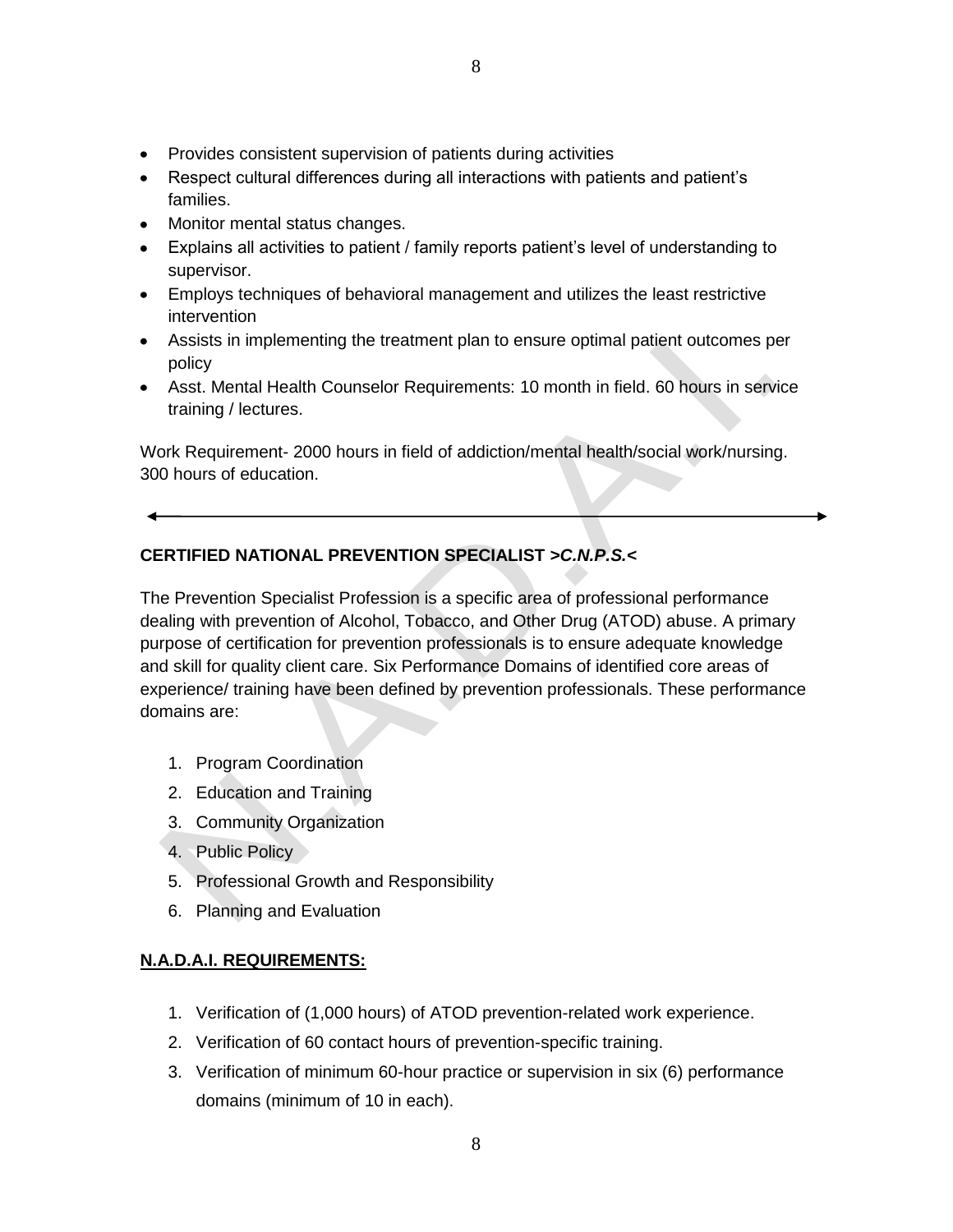- Provides consistent supervision of patients during activities
- Respect cultural differences during all interactions with patients and patient's families.
- Monitor mental status changes.
- Explains all activities to patient / family reports patient's level of understanding to supervisor.
- Employs techniques of behavioral management and utilizes the least restrictive intervention
- Assists in implementing the treatment plan to ensure optimal patient outcomes per policy
- Asst. Mental Health Counselor Requirements: 10 month in field. 60 hours in service training / lectures.

Work Requirement- 2000 hours in field of addiction/mental health/social work/nursing. 300 hours of education.

---

**CERTIFIED NATIONAL PREVENTION SPECIALIST >*C.N.P.S.*<**

The Prevention Specialist Profession is a specific area of professional performance dealing with prevention of Alcohol, Tobacco, and Other Drug (ATOD) abuse. A primary purpose of certification for prevention professionals is to ensure adequate knowledge and skill for quality client care. Six Performance Domains of identified core areas of experience/ training have been defined by prevention professionals. These performance domains are:

1. Program Coordination
2. Education and Training
3. Community Organization
4. Public Policy
5. Professional Growth and Responsibility
6. Planning and Evaluation

**<u>N.A.D.A.I. REQUIREMENTS:</u>**

1. Verification of (1,000 hours) of ATOD prevention-related work experience.
2. Verification of 60 contact hours of prevention-specific training.
3. Verification of minimum 60-hour practice or supervision in six (6) performance domains (minimum of 10 in each).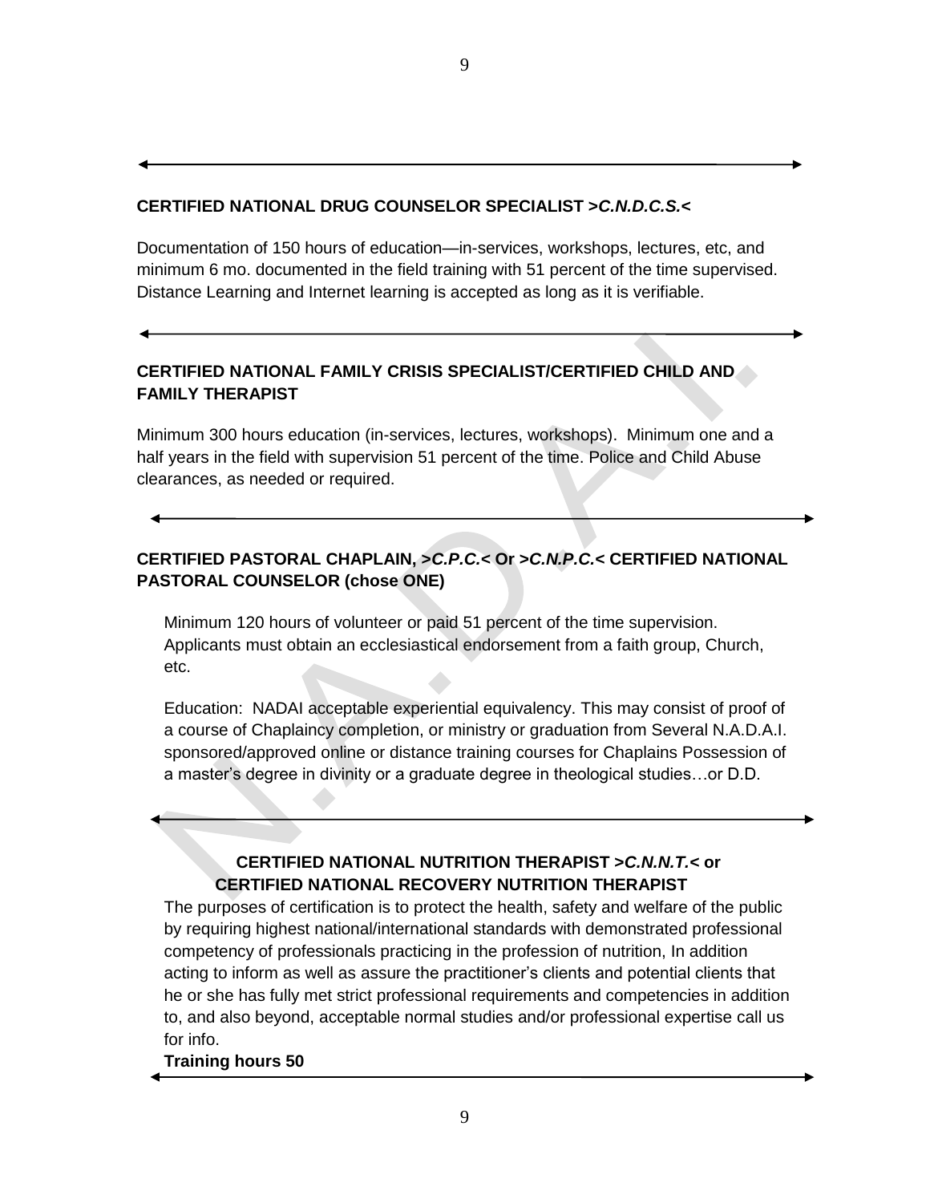**CERTIFIED NATIONAL DRUG COUNSELOR SPECIALIST >*C.N.D.C.S.*<**

Documentation of 150 hours of education—in-services, workshops, lectures, etc, and minimum 6 mo. documented in the field training with 51 percent of the time supervised. Distance Learning and Internet learning is accepted as long as it is verifiable.

---

**CERTIFIED NATIONAL FAMILY CRISIS SPECIALIST/CERTIFIED CHILD AND FAMILY THERAPIST**

Minimum 300 hours education (in-services, lectures, workshops). Minimum one and a half years in the field with supervision 51 percent of the time. Police and Child Abuse clearances, as needed or required.

---

**CERTIFIED PASTORAL CHAPLAIN, >*C.P.C.*< Or >*C.N.P.C.*< CERTIFIED NATIONAL PASTORAL COUNSELOR (chose ONE)**

Minimum 120 hours of volunteer or paid 51 percent of the time supervision. Applicants must obtain an ecclesiastical endorsement from a faith group, Church, etc.

Education: NADAI acceptable experiential equivalency. This may consist of proof of a course of Chaplaincy completion, or ministry or graduation from Several N.A.D.A.I. sponsored/approved online or distance training courses for Chaplains Possession of a master's degree in divinity or a graduate degree in theological studies…or D.D.

---

**CERTIFIED NATIONAL NUTRITION THERAPIST >*C.N.N.T.*< or CERTIFIED NATIONAL RECOVERY NUTRITION THERAPIST**

The purposes of certification is to protect the health, safety and welfare of the public by requiring highest national/international standards with demonstrated professional competency of professionals practicing in the profession of nutrition, In addition acting to inform as well as assure the practitioner's clients and potential clients that he or she has fully met strict professional requirements and competencies in addition to, and also beyond, acceptable normal studies and/or professional expertise call us for info.

**Training hours 50**

---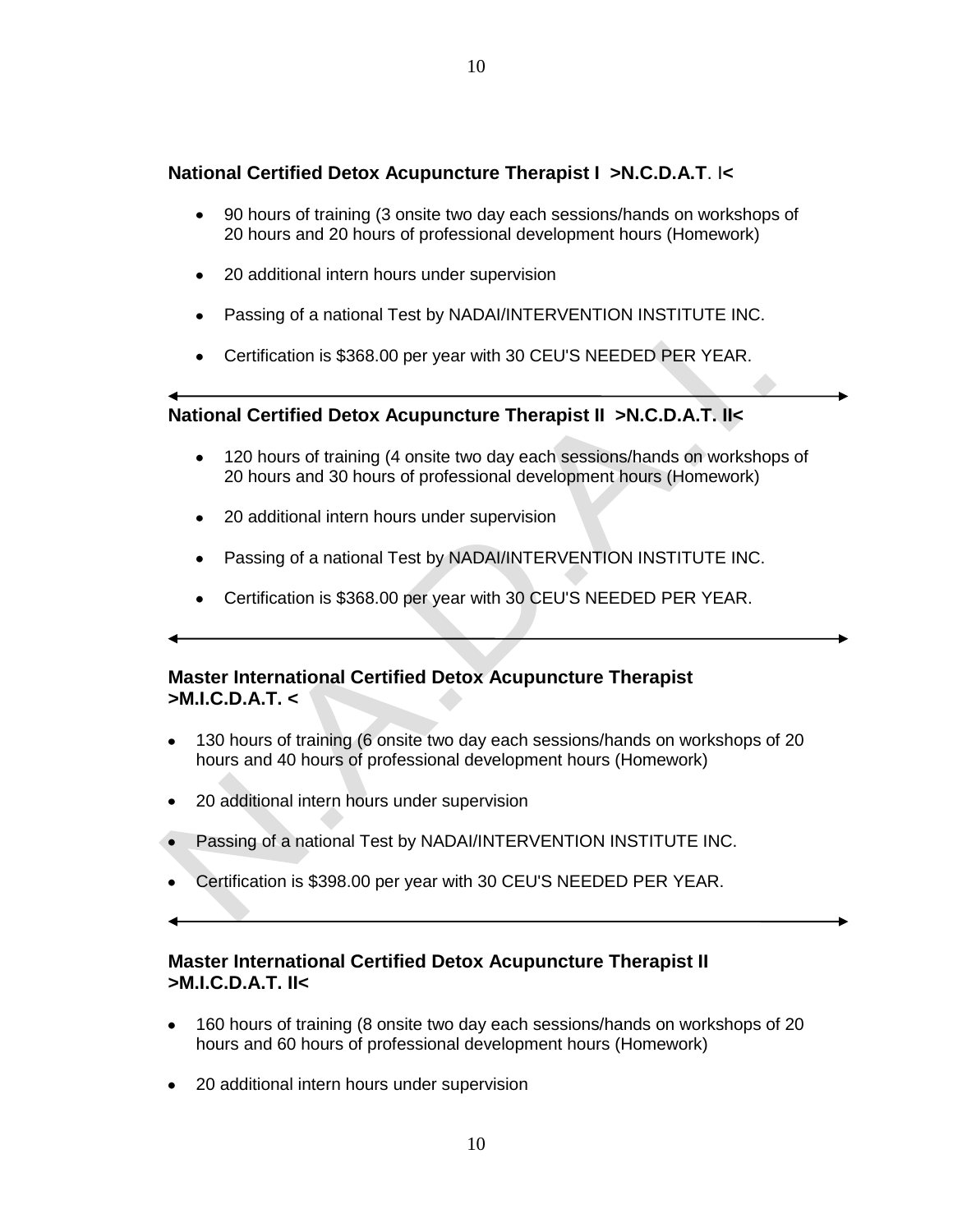**National Certified Detox Acupuncture Therapist I >N.C.D.A.T. I<**

- 90 hours of training (3 onsite two day each sessions/hands on workshops of 20 hours and 20 hours of professional development hours (Homework)
- 20 additional intern hours under supervision
- Passing of a national Test by NADAI/INTERVENTION INSTITUTE INC.
- Certification is $368.00 per year with 30 CEU'S NEEDED PER YEAR.

---

**National Certified Detox Acupuncture Therapist II >N.C.D.A.T. II<**

- 120 hours of training (4 onsite two day each sessions/hands on workshops of 20 hours and 30 hours of professional development hours (Homework)
- 20 additional intern hours under supervision
- Passing of a national Test by NADAI/INTERVENTION INSTITUTE INC.
- Certification is $368.00 per year with 30 CEU'S NEEDED PER YEAR.

---

**Master International Certified Detox Acupuncture Therapist >M.I.C.D.A.T. <**

- 130 hours of training (6 onsite two day each sessions/hands on workshops of 20 hours and 40 hours of professional development hours (Homework)
- 20 additional intern hours under supervision
- Passing of a national Test by NADAI/INTERVENTION INSTITUTE INC.
- Certification is $398.00 per year with 30 CEU'S NEEDED PER YEAR.

---

**Master International Certified Detox Acupuncture Therapist II >M.I.C.D.A.T. II<**

- 160 hours of training (8 onsite two day each sessions/hands on workshops of 20 hours and 60 hours of professional development hours (Homework)
- 20 additional intern hours under supervision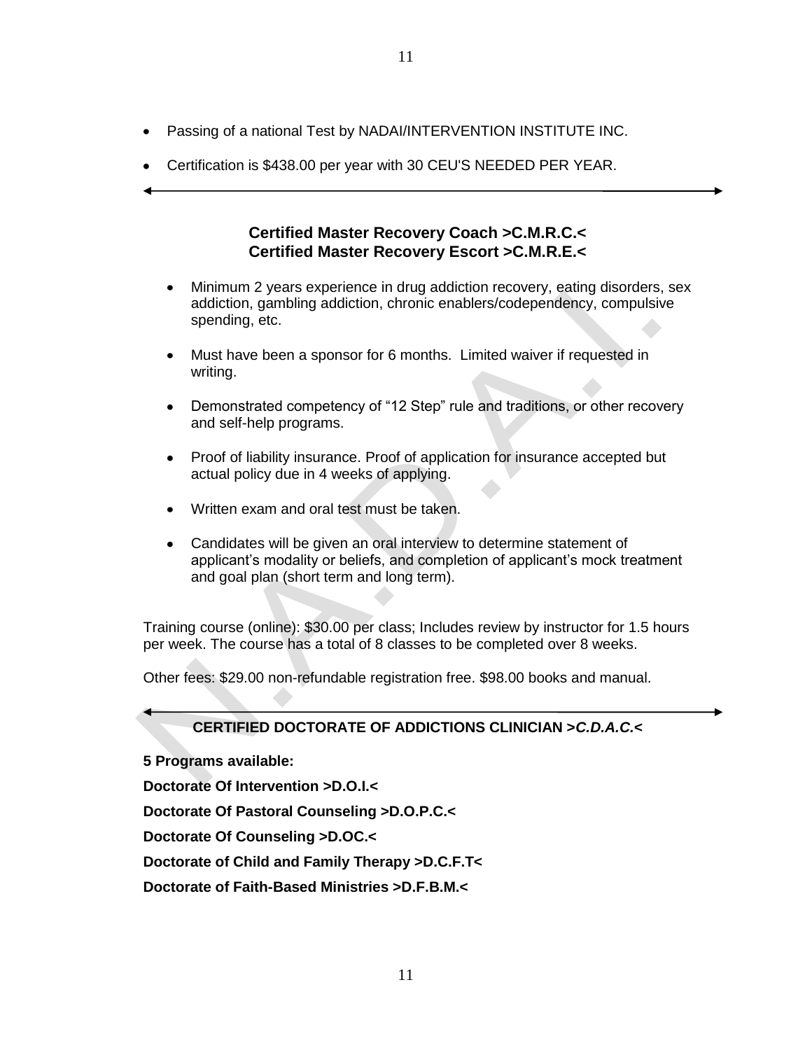- Passing of a national Test by NADAI/INTERVENTION INSTITUTE INC.
- Certification is $438.00 per year with 30 CEU'S NEEDED PER YEAR.

---

**Certified Master Recovery Coach >C.M.R.C.<**
**Certified Master Recovery Escort >C.M.R.E.<**

- Minimum 2 years experience in drug addiction recovery, eating disorders, sex addiction, gambling addiction, chronic enablers/codependency, compulsive spending, etc.
- Must have been a sponsor for 6 months. Limited waiver if requested in writing.
- Demonstrated competency of "12 Step" rule and traditions, or other recovery and self-help programs.
- Proof of liability insurance. Proof of application for insurance accepted but actual policy due in 4 weeks of applying.
- Written exam and oral test must be taken.
- Candidates will be given an oral interview to determine statement of applicant's modality or beliefs, and completion of applicant's mock treatment and goal plan (short term and long term).

Training course (online): $30.00 per class; Includes review by instructor for 1.5 hours per week. The course has a total of 8 classes to be completed over 8 weeks.

Other fees: $29.00 non-refundable registration free. $98.00 books and manual.

---

**CERTIFIED DOCTORATE OF ADDICTIONS CLINICIAN >*C.D.A.C.*<**

**5 Programs available:**

**Doctorate Of Intervention >D.O.I.<**

**Doctorate Of Pastoral Counseling >D.O.P.C.<**

**Doctorate Of Counseling >D.OC.<**

**Doctorate of Child and Family Therapy >D.C.F.T<**

**Doctorate of Faith-Based Ministries >D.F.B.M.<**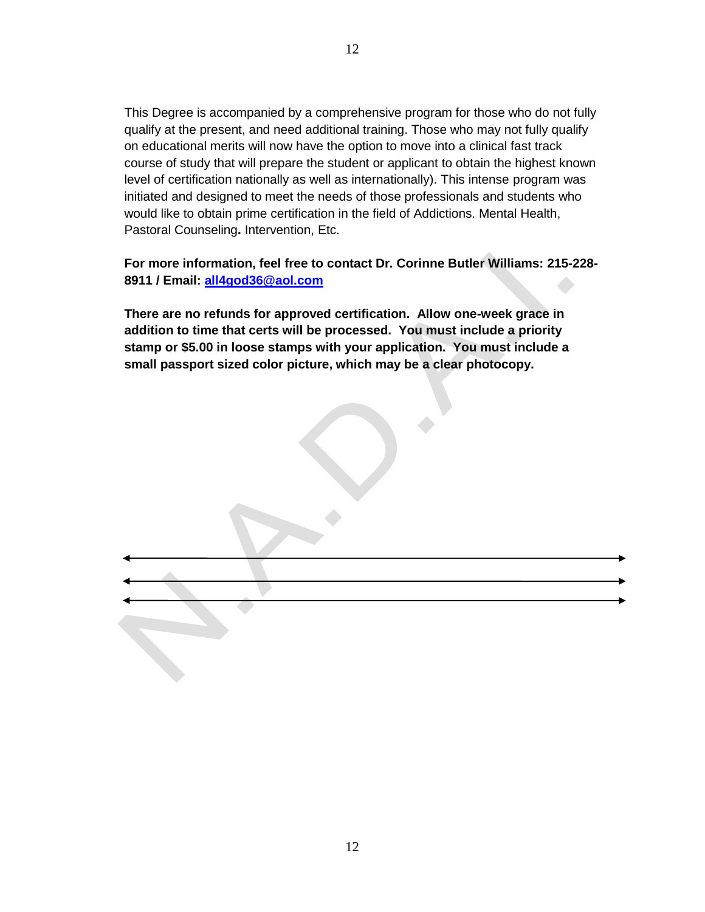This Degree is accompanied by a comprehensive program for those who do not fully qualify at the present, and need additional training. Those who may not fully qualify on educational merits will now have the option to move into a clinical fast track course of study that will prepare the student or applicant to obtain the highest known level of certification nationally as well as internationally). This intense program was initiated and designed to meet the needs of those professionals and students who would like to obtain prime certification in the field of Addictions. Mental Health, Pastoral Counseling**.** Intervention, Etc.

**For more information, feel free to contact Dr. Corinne Butler Williams: 215-228-8911 / Email: all4god36@aol.com**

**There are no refunds for approved certification. Allow one-week grace in addition to time that certs will be processed. You must include a priority stamp or $5.00 in loose stamps with your application. You must include a small passport sized color picture, which may be a clear photocopy.**